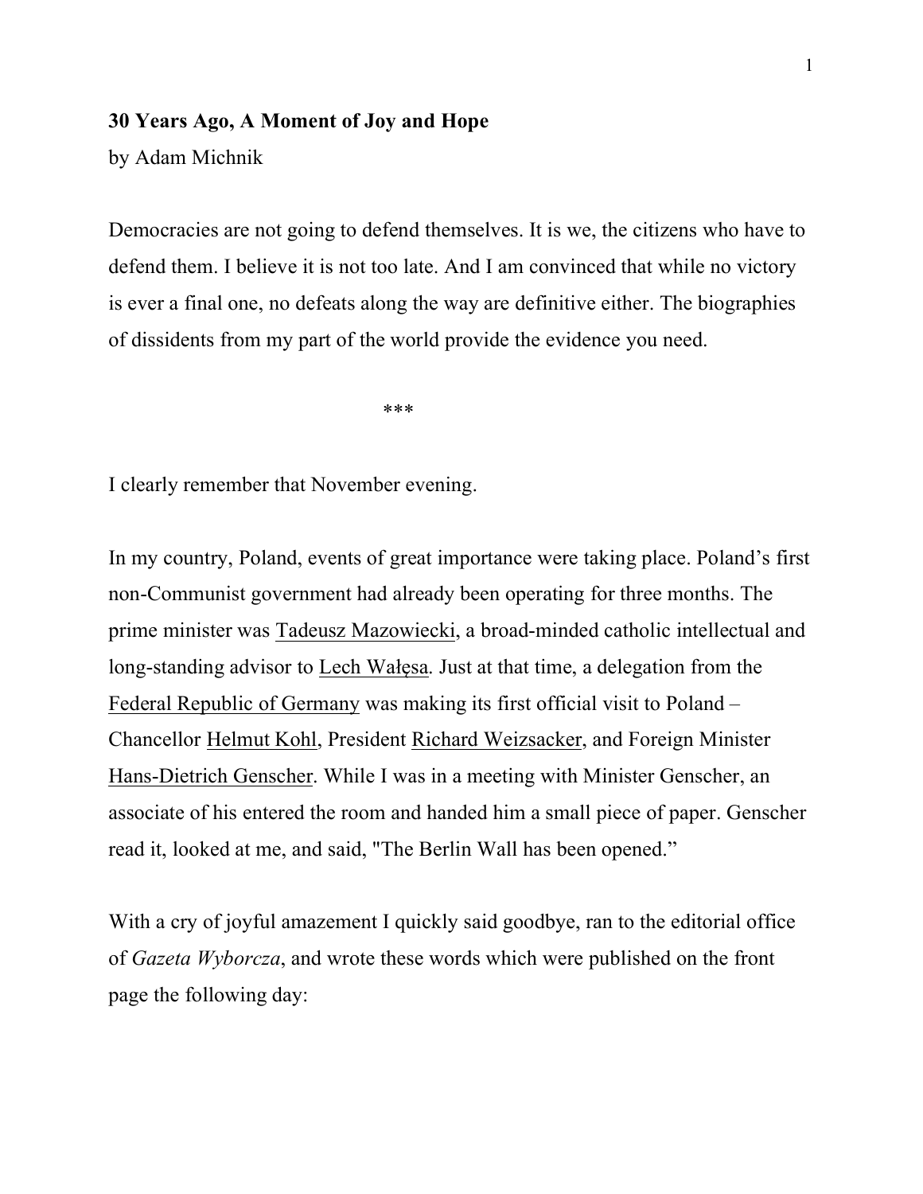**30 Years Ago, A Moment of Joy and Hope**

by Adam Michnik

Democracies are not going to defend themselves. It is we, the citizens who have to defend them. I believe it is not too late. And I am convinced that while no victory is ever a final one, no defeats along the way are definitive either. The biographies of dissidents from my part of the world provide the evidence you need.

***

I clearly remember that November evening.

In my country, Poland, events of great importance were taking place. Poland's first non-Communist government had already been operating for three months. The prime minister was Tadeusz Mazowiecki, a broad-minded catholic intellectual and long-standing advisor to Lech Wałęsa. Just at that time, a delegation from the Federal Republic of Germany was making its first official visit to Poland – Chancellor Helmut Kohl, President Richard Weizsacker, and Foreign Minister Hans-Dietrich Genscher. While I was in a meeting with Minister Genscher, an associate of his entered the room and handed him a small piece of paper. Genscher read it, looked at me, and said, "The Berlin Wall has been opened."

With a cry of joyful amazement I quickly said goodbye, ran to the editorial office of *Gazeta Wyborcza*, and wrote these words which were published on the front page the following day: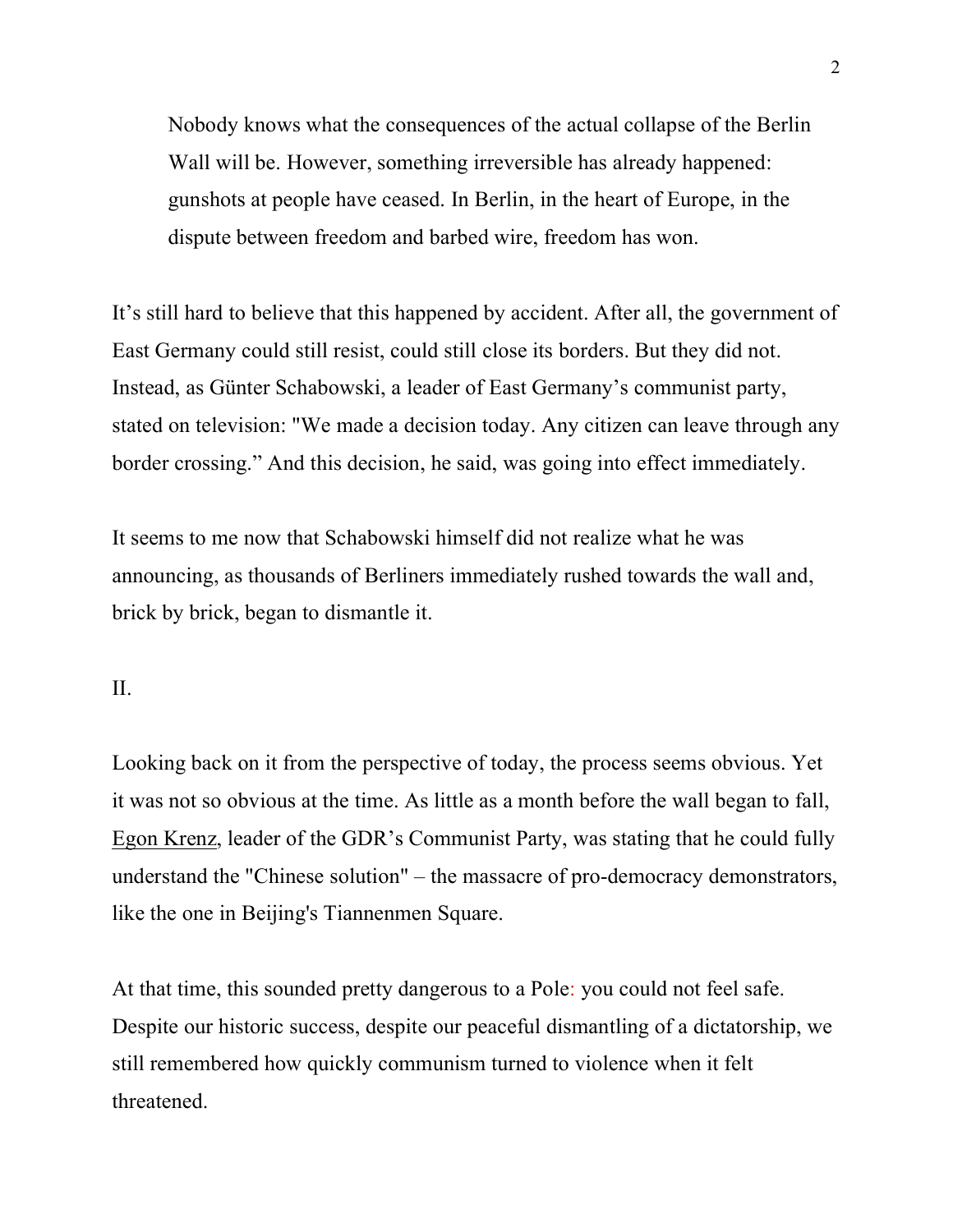> Nobody knows what the consequences of the actual collapse of the Berlin Wall will be. However, something irreversible has already happened: gunshots at people have ceased. In Berlin, in the heart of Europe, in the dispute between freedom and barbed wire, freedom has won.

It's still hard to believe that this happened by accident. After all, the government of East Germany could still resist, could still close its borders. But they did not. Instead, as Günter Schabowski, a leader of East Germany's communist party, stated on television: "We made a decision today. Any citizen can leave through any border crossing." And this decision, he said, was going into effect immediately.

It seems to me now that Schabowski himself did not realize what he was announcing, as thousands of Berliners immediately rushed towards the wall and, brick by brick, began to dismantle it.

## II.

Looking back on it from the perspective of today, the process seems obvious. Yet it was not so obvious at the time. As little as a month before the wall began to fall, Egon Krenz, leader of the GDR's Communist Party, was stating that he could fully understand the "Chinese solution" – the massacre of pro-democracy demonstrators, like the one in Beijing's Tiannenmen Square.

At that time, this sounded pretty dangerous to a Pole: you could not feel safe. Despite our historic success, despite our peaceful dismantling of a dictatorship, we still remembered how quickly communism turned to violence when it felt threatened.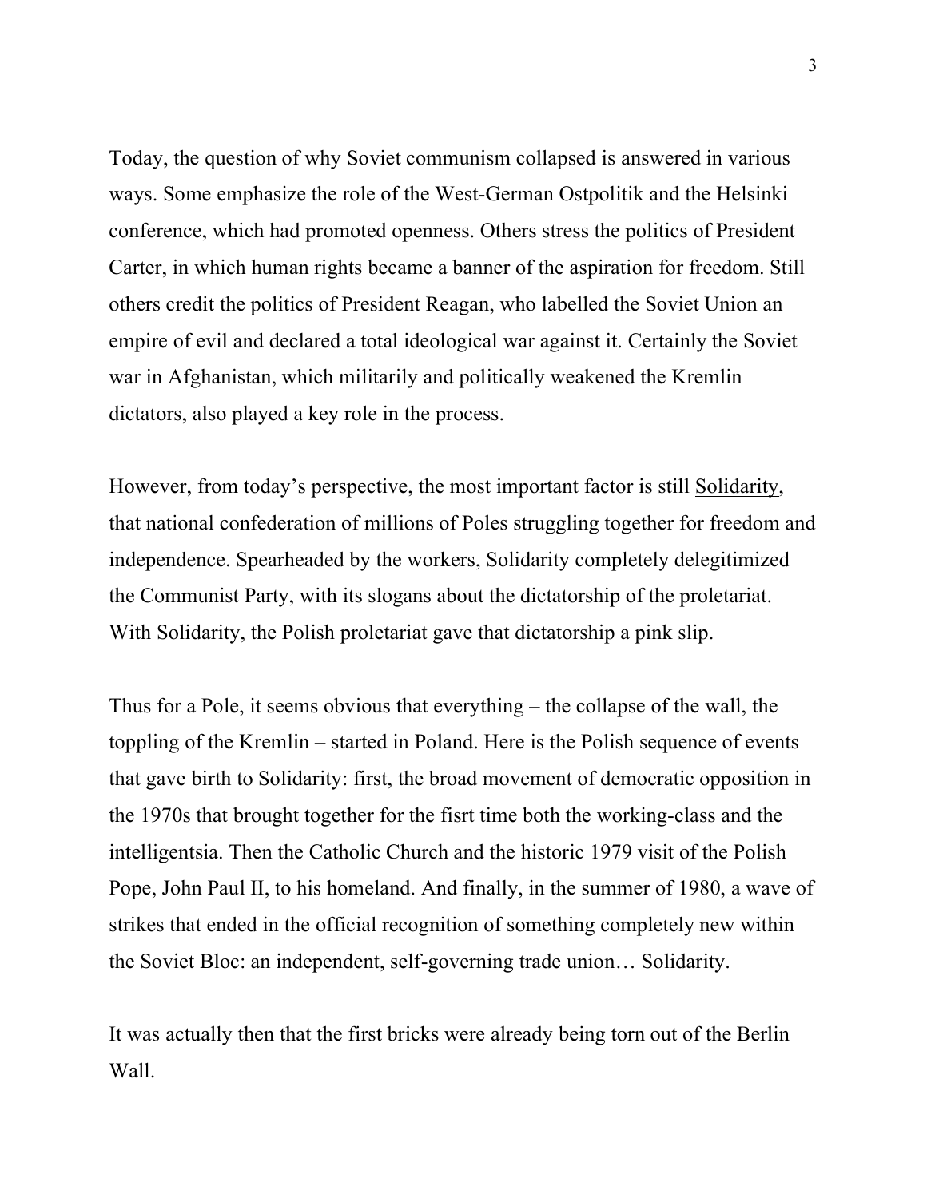Today, the question of why Soviet communism collapsed is answered in various ways. Some emphasize the role of the West-German Ostpolitik and the Helsinki conference, which had promoted openness. Others stress the politics of President Carter, in which human rights became a banner of the aspiration for freedom. Still others credit the politics of President Reagan, who labelled the Soviet Union an empire of evil and declared a total ideological war against it. Certainly the Soviet war in Afghanistan, which militarily and politically weakened the Kremlin dictators, also played a key role in the process.

However, from today's perspective, the most important factor is still <u>Solidarity</u>, that national confederation of millions of Poles struggling together for freedom and independence. Spearheaded by the workers, Solidarity completely delegitimized the Communist Party, with its slogans about the dictatorship of the proletariat. With Solidarity, the Polish proletariat gave that dictatorship a pink slip.

Thus for a Pole, it seems obvious that everything – the collapse of the wall, the toppling of the Kremlin – started in Poland. Here is the Polish sequence of events that gave birth to Solidarity: first, the broad movement of democratic opposition in the 1970s that brought together for the fisrt time both the working-class and the intelligentsia. Then the Catholic Church and the historic 1979 visit of the Polish Pope, John Paul II, to his homeland. And finally, in the summer of 1980, a wave of strikes that ended in the official recognition of something completely new within the Soviet Bloc: an independent, self-governing trade union… Solidarity.

It was actually then that the first bricks were already being torn out of the Berlin Wall.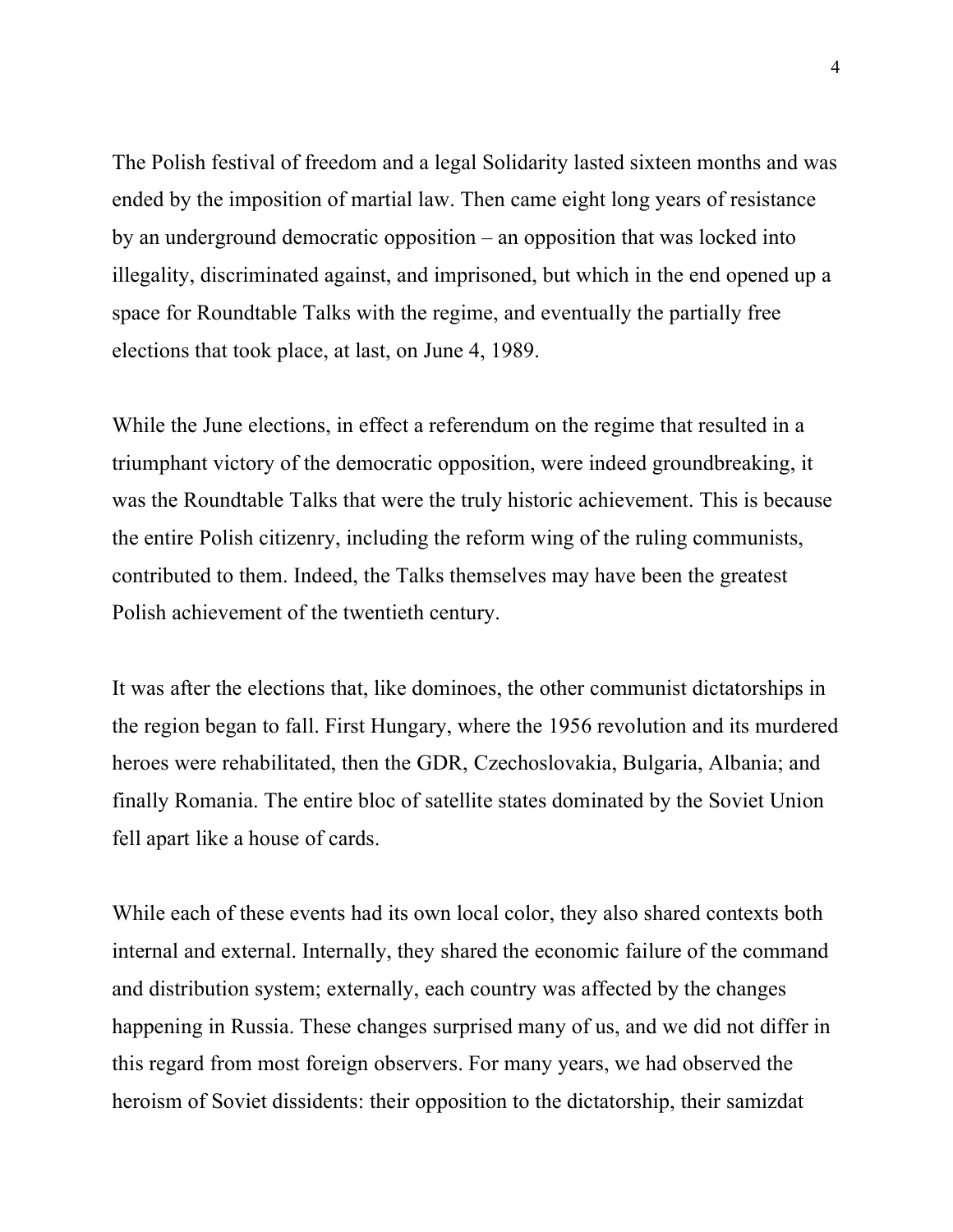The Polish festival of freedom and a legal Solidarity lasted sixteen months and was ended by the imposition of martial law. Then came eight long years of resistance by an underground democratic opposition – an opposition that was locked into illegality, discriminated against, and imprisoned, but which in the end opened up a space for Roundtable Talks with the regime, and eventually the partially free elections that took place, at last, on June 4, 1989.

While the June elections, in effect a referendum on the regime that resulted in a triumphant victory of the democratic opposition, were indeed groundbreaking, it was the Roundtable Talks that were the truly historic achievement. This is because the entire Polish citizenry, including the reform wing of the ruling communists, contributed to them. Indeed, the Talks themselves may have been the greatest Polish achievement of the twentieth century.

It was after the elections that, like dominoes, the other communist dictatorships in the region began to fall. First Hungary, where the 1956 revolution and its murdered heroes were rehabilitated, then the GDR, Czechoslovakia, Bulgaria, Albania; and finally Romania. The entire bloc of satellite states dominated by the Soviet Union fell apart like a house of cards.

While each of these events had its own local color, they also shared contexts both internal and external. Internally, they shared the economic failure of the command and distribution system; externally, each country was affected by the changes happening in Russia. These changes surprised many of us, and we did not differ in this regard from most foreign observers. For many years, we had observed the heroism of Soviet dissidents: their opposition to the dictatorship, their samizdat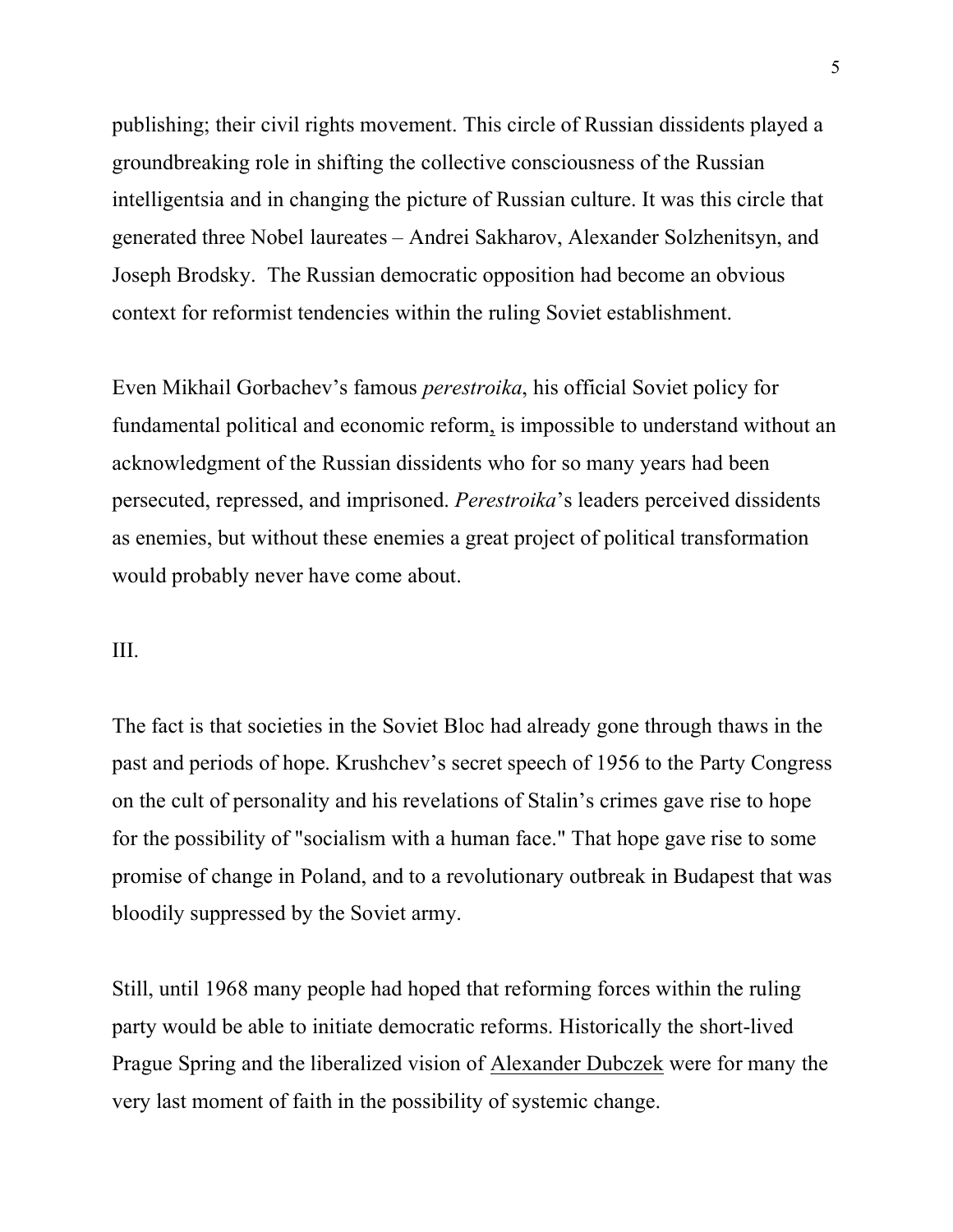publishing; their civil rights movement. This circle of Russian dissidents played a groundbreaking role in shifting the collective consciousness of the Russian intelligentsia and in changing the picture of Russian culture. It was this circle that generated three Nobel laureates – Andrei Sakharov, Alexander Solzhenitsyn, and Joseph Brodsky. The Russian democratic opposition had become an obvious context for reformist tendencies within the ruling Soviet establishment.

Even Mikhail Gorbachev's famous *perestroika*, his official Soviet policy for fundamental political and economic reform, is impossible to understand without an acknowledgment of the Russian dissidents who for so many years had been persecuted, repressed, and imprisoned. *Perestroika*'s leaders perceived dissidents as enemies, but without these enemies a great project of political transformation would probably never have come about.

III.

The fact is that societies in the Soviet Bloc had already gone through thaws in the past and periods of hope. Krushchev's secret speech of 1956 to the Party Congress on the cult of personality and his revelations of Stalin's crimes gave rise to hope for the possibility of "socialism with a human face." That hope gave rise to some promise of change in Poland, and to a revolutionary outbreak in Budapest that was bloodily suppressed by the Soviet army.

Still, until 1968 many people had hoped that reforming forces within the ruling party would be able to initiate democratic reforms. Historically the short-lived Prague Spring and the liberalized vision of Alexander Dubczek were for many the very last moment of faith in the possibility of systemic change.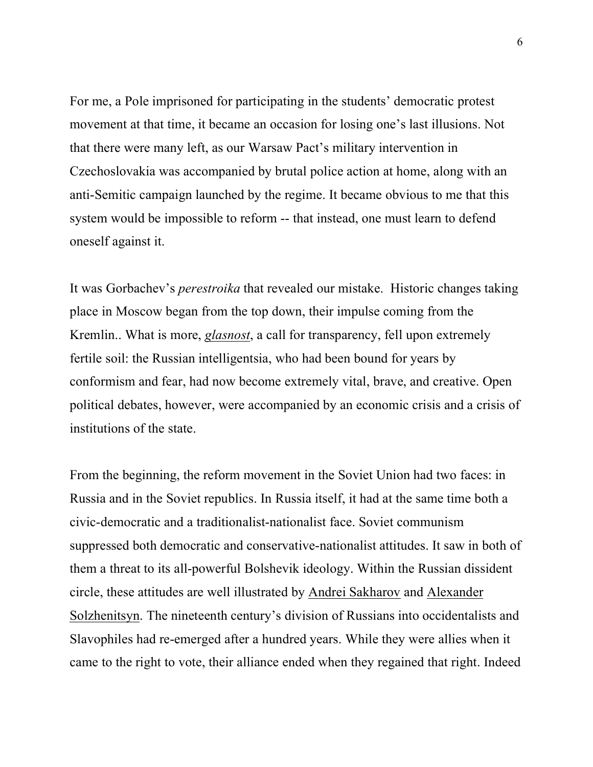For me, a Pole imprisoned for participating in the students' democratic protest movement at that time, it became an occasion for losing one's last illusions. Not that there were many left, as our Warsaw Pact's military intervention in Czechoslovakia was accompanied by brutal police action at home, along with an anti-Semitic campaign launched by the regime. It became obvious to me that this system would be impossible to reform -- that instead, one must learn to defend oneself against it.

It was Gorbachev's *perestroika* that revealed our mistake. Historic changes taking place in Moscow began from the top down, their impulse coming from the Kremlin.. What is more, *glasnost*, a call for transparency, fell upon extremely fertile soil: the Russian intelligentsia, who had been bound for years by conformism and fear, had now become extremely vital, brave, and creative. Open political debates, however, were accompanied by an economic crisis and a crisis of institutions of the state.

From the beginning, the reform movement in the Soviet Union had two faces: in Russia and in the Soviet republics. In Russia itself, it had at the same time both a civic-democratic and a traditionalist-nationalist face. Soviet communism suppressed both democratic and conservative-nationalist attitudes. It saw in both of them a threat to its all-powerful Bolshevik ideology. Within the Russian dissident circle, these attitudes are well illustrated by Andrei Sakharov and Alexander Solzhenitsyn. The nineteenth century's division of Russians into occidentalists and Slavophiles had re-emerged after a hundred years. While they were allies when it came to the right to vote, their alliance ended when they regained that right. Indeed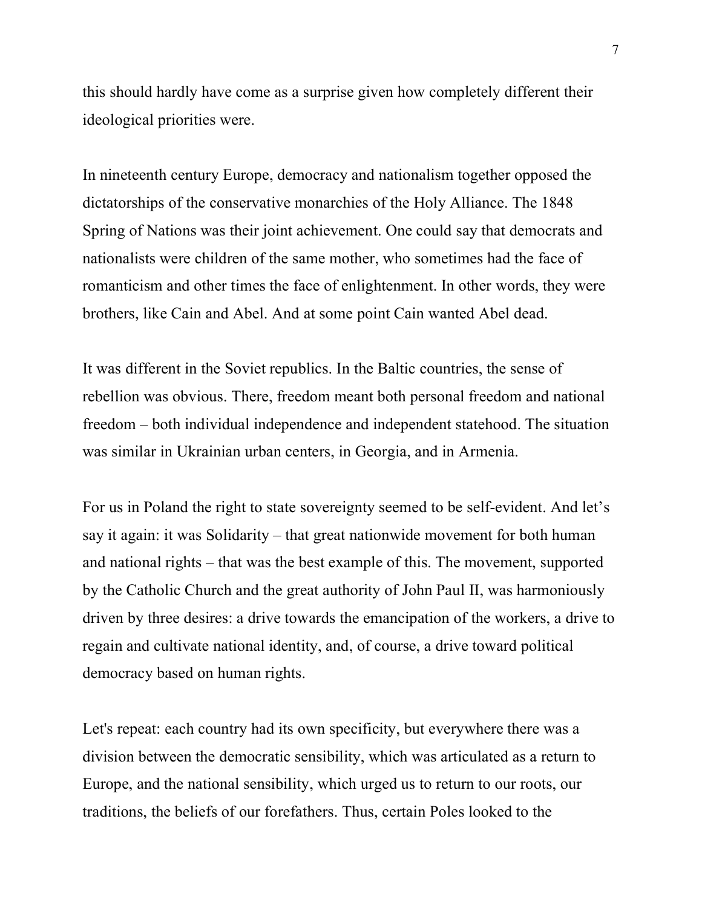this should hardly have come as a surprise given how completely different their ideological priorities were.

In nineteenth century Europe, democracy and nationalism together opposed the dictatorships of the conservative monarchies of the Holy Alliance. The 1848 Spring of Nations was their joint achievement. One could say that democrats and nationalists were children of the same mother, who sometimes had the face of romanticism and other times the face of enlightenment. In other words, they were brothers, like Cain and Abel. And at some point Cain wanted Abel dead.

It was different in the Soviet republics. In the Baltic countries, the sense of rebellion was obvious. There, freedom meant both personal freedom and national freedom – both individual independence and independent statehood. The situation was similar in Ukrainian urban centers, in Georgia, and in Armenia.

For us in Poland the right to state sovereignty seemed to be self-evident. And let's say it again: it was Solidarity – that great nationwide movement for both human and national rights – that was the best example of this. The movement, supported by the Catholic Church and the great authority of John Paul II, was harmoniously driven by three desires: a drive towards the emancipation of the workers, a drive to regain and cultivate national identity, and, of course, a drive toward political democracy based on human rights.

Let's repeat: each country had its own specificity, but everywhere there was a division between the democratic sensibility, which was articulated as a return to Europe, and the national sensibility, which urged us to return to our roots, our traditions, the beliefs of our forefathers. Thus, certain Poles looked to the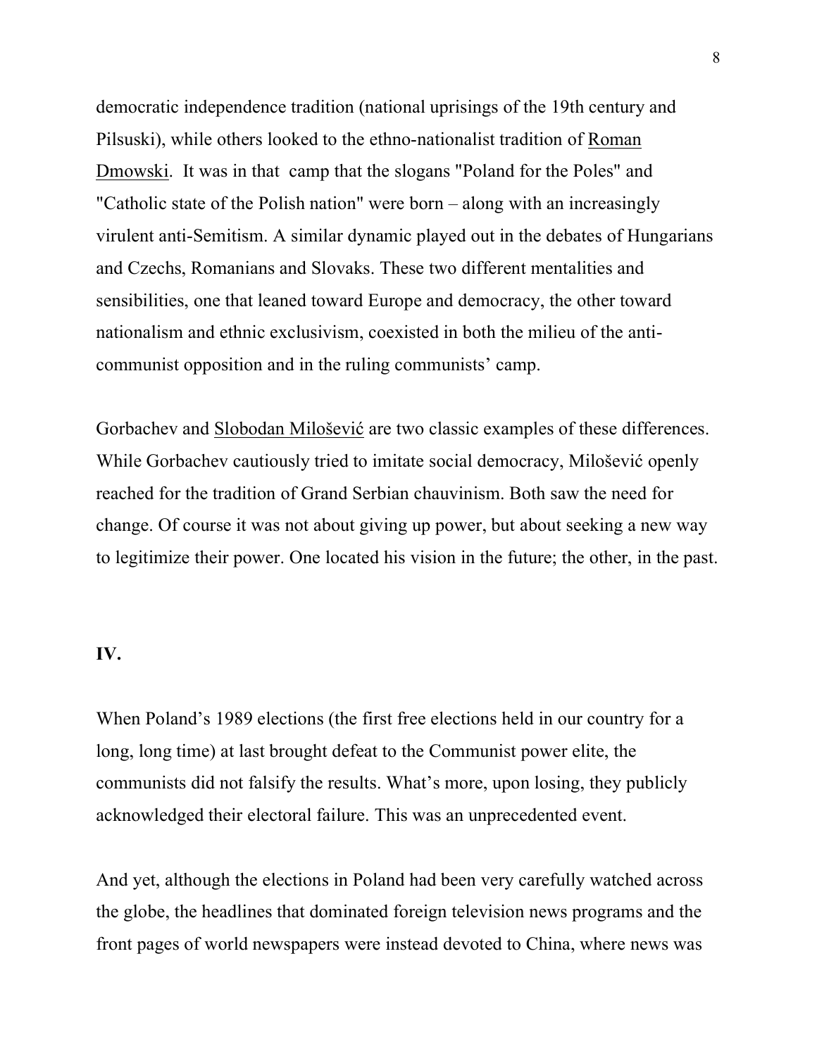democratic independence tradition (national uprisings of the 19th century and Pilsuski), while others looked to the ethno-nationalist tradition of Roman Dmowski. It was in that camp that the slogans "Poland for the Poles" and "Catholic state of the Polish nation" were born – along with an increasingly virulent anti-Semitism. A similar dynamic played out in the debates of Hungarians and Czechs, Romanians and Slovaks. These two different mentalities and sensibilities, one that leaned toward Europe and democracy, the other toward nationalism and ethnic exclusivism, coexisted in both the milieu of the anti-communist opposition and in the ruling communists' camp.

Gorbachev and Slobodan Milošević are two classic examples of these differences. While Gorbachev cautiously tried to imitate social democracy, Milošević openly reached for the tradition of Grand Serbian chauvinism. Both saw the need for change. Of course it was not about giving up power, but about seeking a new way to legitimize their power. One located his vision in the future; the other, in the past.

**IV.**

When Poland's 1989 elections (the first free elections held in our country for a long, long time) at last brought defeat to the Communist power elite, the communists did not falsify the results. What's more, upon losing, they publicly acknowledged their electoral failure. This was an unprecedented event.

And yet, although the elections in Poland had been very carefully watched across the globe, the headlines that dominated foreign television news programs and the front pages of world newspapers were instead devoted to China, where news was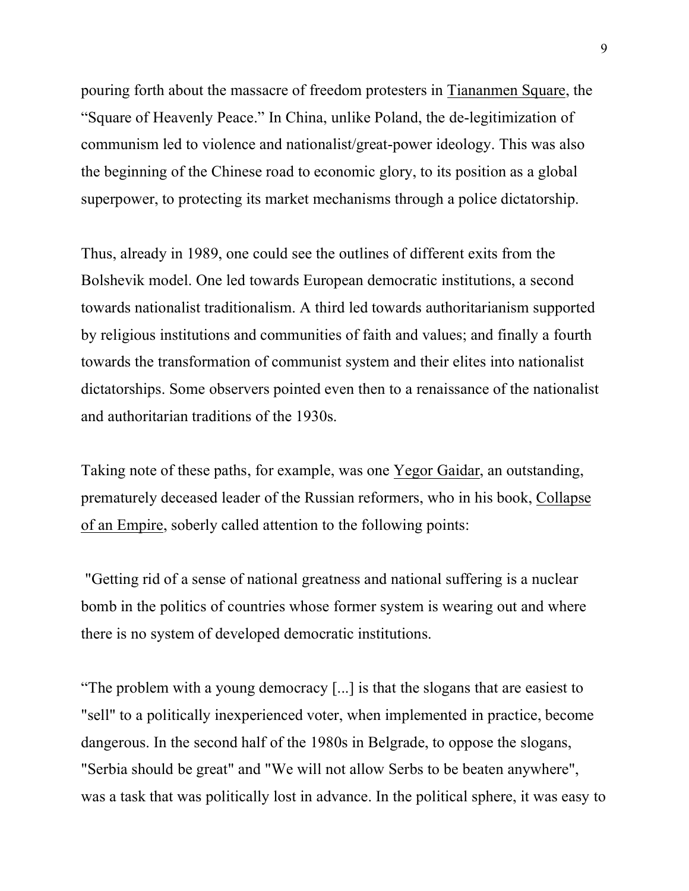pouring forth about the massacre of freedom protesters in Tiananmen Square, the "Square of Heavenly Peace." In China, unlike Poland, the de-legitimization of communism led to violence and nationalist/great-power ideology. This was also the beginning of the Chinese road to economic glory, to its position as a global superpower, to protecting its market mechanisms through a police dictatorship.

Thus, already in 1989, one could see the outlines of different exits from the Bolshevik model. One led towards European democratic institutions, a second towards nationalist traditionalism. A third led towards authoritarianism supported by religious institutions and communities of faith and values; and finally a fourth towards the transformation of communist system and their elites into nationalist dictatorships. Some observers pointed even then to a renaissance of the nationalist and authoritarian traditions of the 1930s.

Taking note of these paths, for example, was one Yegor Gaidar, an outstanding, prematurely deceased leader of the Russian reformers, who in his book, Collapse of an Empire, soberly called attention to the following points:

"Getting rid of a sense of national greatness and national suffering is a nuclear bomb in the politics of countries whose former system is wearing out and where there is no system of developed democratic institutions.

"The problem with a young democracy [...] is that the slogans that are easiest to "sell" to a politically inexperienced voter, when implemented in practice, become dangerous. In the second half of the 1980s in Belgrade, to oppose the slogans, "Serbia should be great" and "We will not allow Serbs to be beaten anywhere", was a task that was politically lost in advance. In the political sphere, it was easy to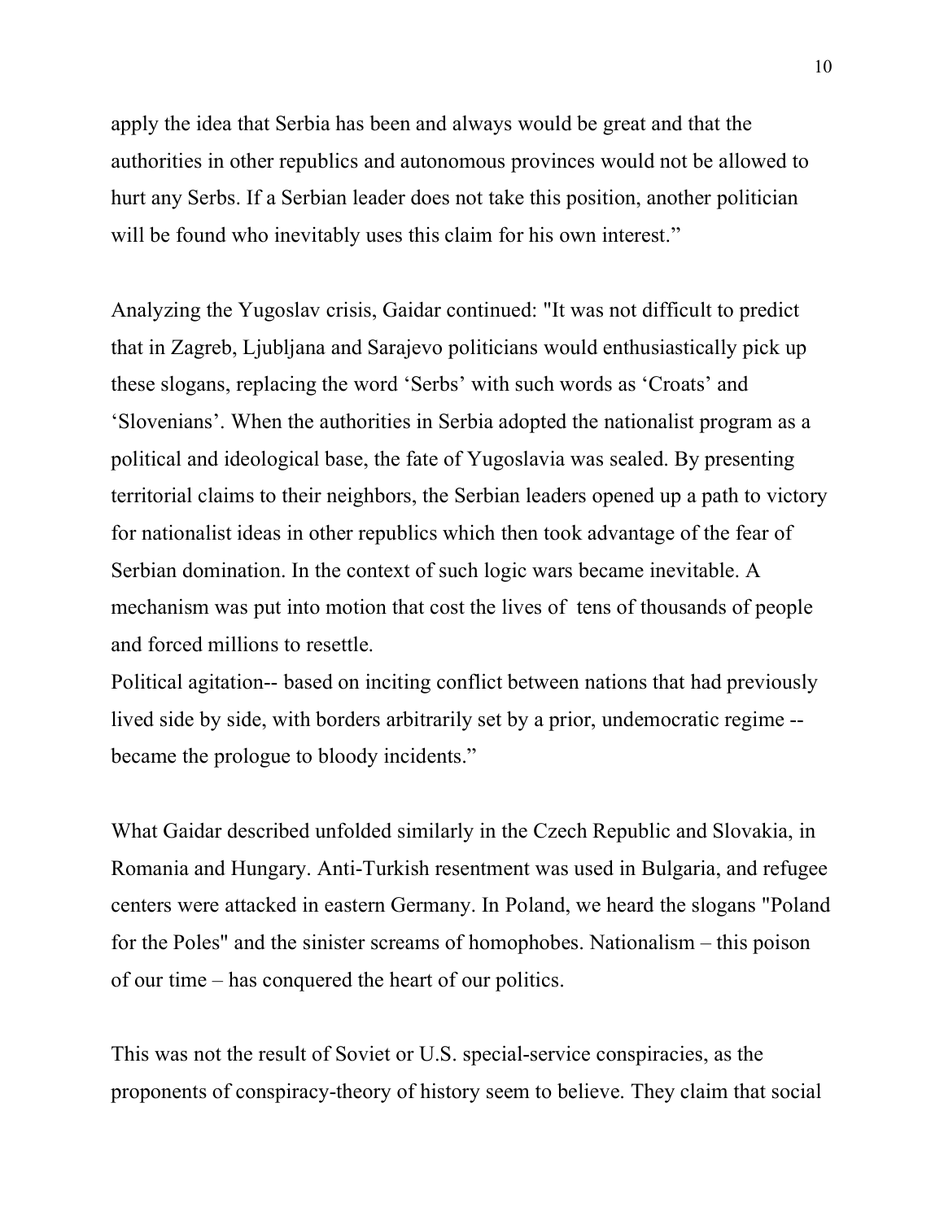apply the idea that Serbia has been and always would be great and that the authorities in other republics and autonomous provinces would not be allowed to hurt any Serbs. If a Serbian leader does not take this position, another politician will be found who inevitably uses this claim for his own interest."

Analyzing the Yugoslav crisis, Gaidar continued: "It was not difficult to predict that in Zagreb, Ljubljana and Sarajevo politicians would enthusiastically pick up these slogans, replacing the word 'Serbs' with such words as 'Croats' and 'Slovenians'. When the authorities in Serbia adopted the nationalist program as a political and ideological base, the fate of Yugoslavia was sealed. By presenting territorial claims to their neighbors, the Serbian leaders opened up a path to victory for nationalist ideas in other republics which then took advantage of the fear of Serbian domination. In the context of such logic wars became inevitable. A mechanism was put into motion that cost the lives of tens of thousands of people and forced millions to resettle.

Political agitation-- based on inciting conflict between nations that had previously lived side by side, with borders arbitrarily set by a prior, undemocratic regime -- became the prologue to bloody incidents."

What Gaidar described unfolded similarly in the Czech Republic and Slovakia, in Romania and Hungary. Anti-Turkish resentment was used in Bulgaria, and refugee centers were attacked in eastern Germany. In Poland, we heard the slogans "Poland for the Poles" and the sinister screams of homophobes. Nationalism – this poison of our time – has conquered the heart of our politics.

This was not the result of Soviet or U.S. special-service conspiracies, as the proponents of conspiracy-theory of history seem to believe. They claim that social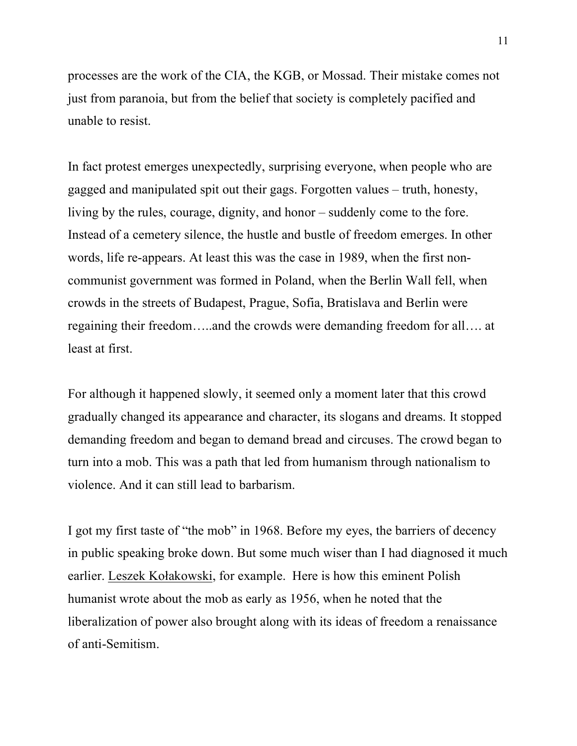processes are the work of the CIA, the KGB, or Mossad. Their mistake comes not just from paranoia, but from the belief that society is completely pacified and unable to resist.

In fact protest emerges unexpectedly, surprising everyone, when people who are gagged and manipulated spit out their gags. Forgotten values – truth, honesty, living by the rules, courage, dignity, and honor – suddenly come to the fore. Instead of a cemetery silence, the hustle and bustle of freedom emerges. In other words, life re-appears. At least this was the case in 1989, when the first non-communist government was formed in Poland, when the Berlin Wall fell, when crowds in the streets of Budapest, Prague, Sofia, Bratislava and Berlin were regaining their freedom…..and the crowds were demanding freedom for all…. at least at first.

For although it happened slowly, it seemed only a moment later that this crowd gradually changed its appearance and character, its slogans and dreams. It stopped demanding freedom and began to demand bread and circuses. The crowd began to turn into a mob. This was a path that led from humanism through nationalism to violence. And it can still lead to barbarism.

I got my first taste of "the mob" in 1968. Before my eyes, the barriers of decency in public speaking broke down. But some much wiser than I had diagnosed it much earlier. Leszek Kołakowski, for example. Here is how this eminent Polish humanist wrote about the mob as early as 1956, when he noted that the liberalization of power also brought along with its ideas of freedom a renaissance of anti-Semitism.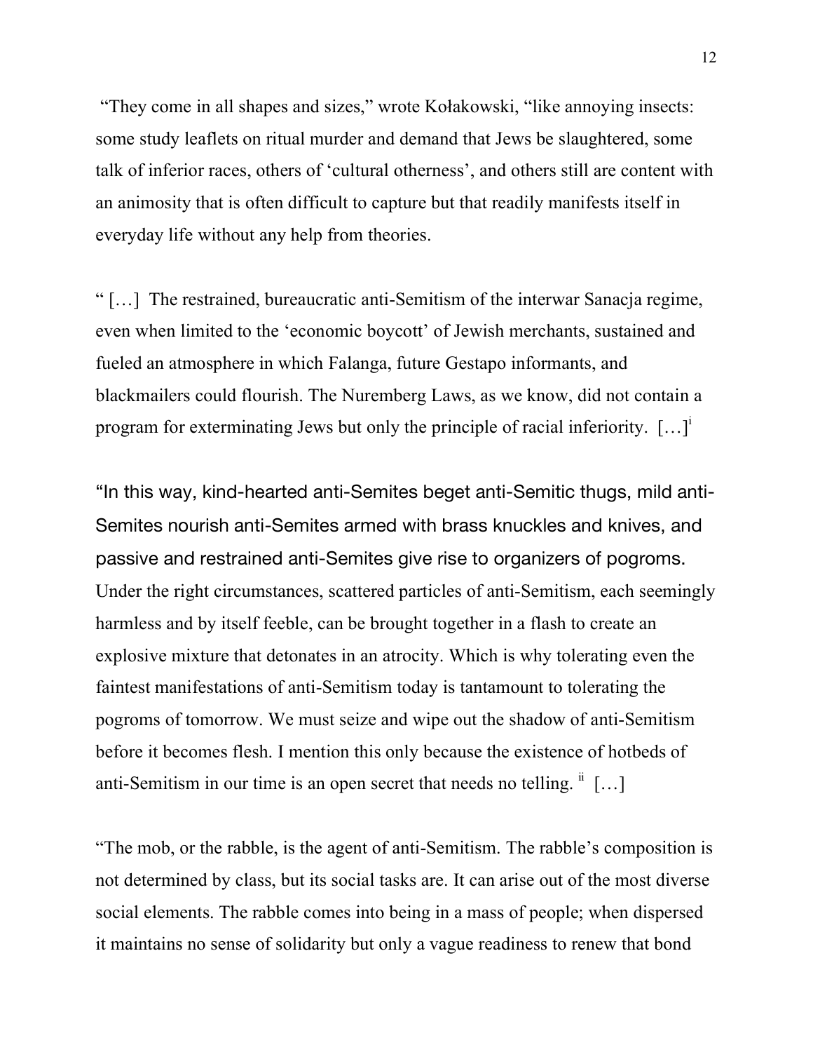“They come in all shapes and sizes,” wrote Kołakowski, “like annoying insects: some study leaflets on ritual murder and demand that Jews be slaughtered, some talk of inferior races, others of ‘cultural otherness’, and others still are content with an animosity that is often difficult to capture but that readily manifests itself in everyday life without any help from theories.

“ […] The restrained, bureaucratic anti-Semitism of the interwar Sanacja regime, even when limited to the ‘economic boycott’ of Jewish merchants, sustained and fueled an atmosphere in which Falanga, future Gestapo informants, and blackmailers could flourish. The Nuremberg Laws, as we know, did not contain a program for exterminating Jews but only the principle of racial inferiority. […][i]

“In this way, kind-hearted anti-Semites beget anti-Semitic thugs, mild anti-Semites nourish anti-Semites armed with brass knuckles and knives, and passive and restrained anti-Semites give rise to organizers of pogroms. Under the right circumstances, scattered particles of anti-Semitism, each seemingly harmless and by itself feeble, can be brought together in a flash to create an explosive mixture that detonates in an atrocity. Which is why tolerating even the faintest manifestations of anti-Semitism today is tantamount to tolerating the pogroms of tomorrow. We must seize and wipe out the shadow of anti-Semitism before it becomes flesh. I mention this only because the existence of hotbeds of anti-Semitism in our time is an open secret that needs no telling. [ii] […]

“The mob, or the rabble, is the agent of anti-Semitism. The rabble’s composition is not determined by class, but its social tasks are. It can arise out of the most diverse social elements. The rabble comes into being in a mass of people; when dispersed it maintains no sense of solidarity but only a vague readiness to renew that bond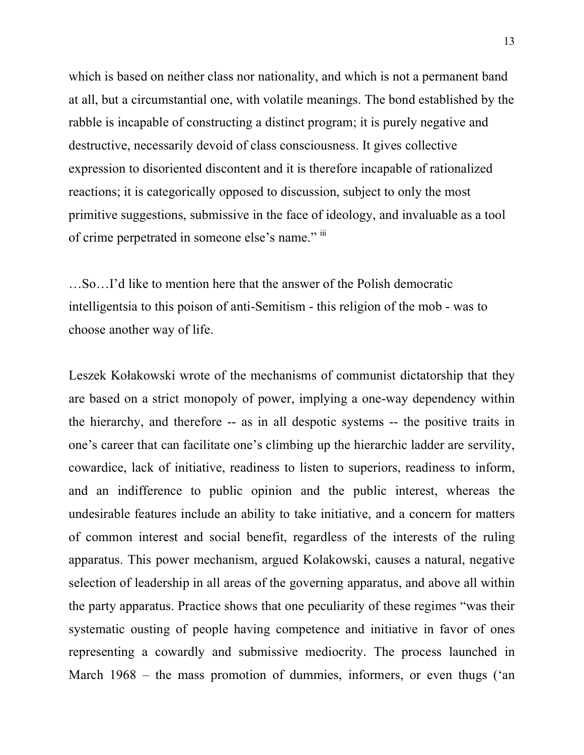which is based on neither class nor nationality, and which is not a permanent band at all, but a circumstantial one, with volatile meanings. The bond established by the rabble is incapable of constructing a distinct program; it is purely negative and destructive, necessarily devoid of class consciousness. It gives collective expression to disoriented discontent and it is therefore incapable of rationalized reactions; it is categorically opposed to discussion, subject to only the most primitive suggestions, submissive in the face of ideology, and invaluable as a tool of crime perpetrated in someone else's name." [iii]

…So…I'd like to mention here that the answer of the Polish democratic intelligentsia to this poison of anti-Semitism - this religion of the mob - was to choose another way of life.

Leszek Kołakowski wrote of the mechanisms of communist dictatorship that they are based on a strict monopoly of power, implying a one-way dependency within the hierarchy, and therefore -- as in all despotic systems -- the positive traits in one's career that can facilitate one's climbing up the hierarchic ladder are servility, cowardice, lack of initiative, readiness to listen to superiors, readiness to inform, and an indifference to public opinion and the public interest, whereas the undesirable features include an ability to take initiative, and a concern for matters of common interest and social benefit, regardless of the interests of the ruling apparatus. This power mechanism, argued Kolakowski, causes a natural, negative selection of leadership in all areas of the governing apparatus, and above all within the party apparatus. Practice shows that one peculiarity of these regimes "was their systematic ousting of people having competence and initiative in favor of ones representing a cowardly and submissive mediocrity. The process launched in March 1968 – the mass promotion of dummies, informers, or even thugs ('an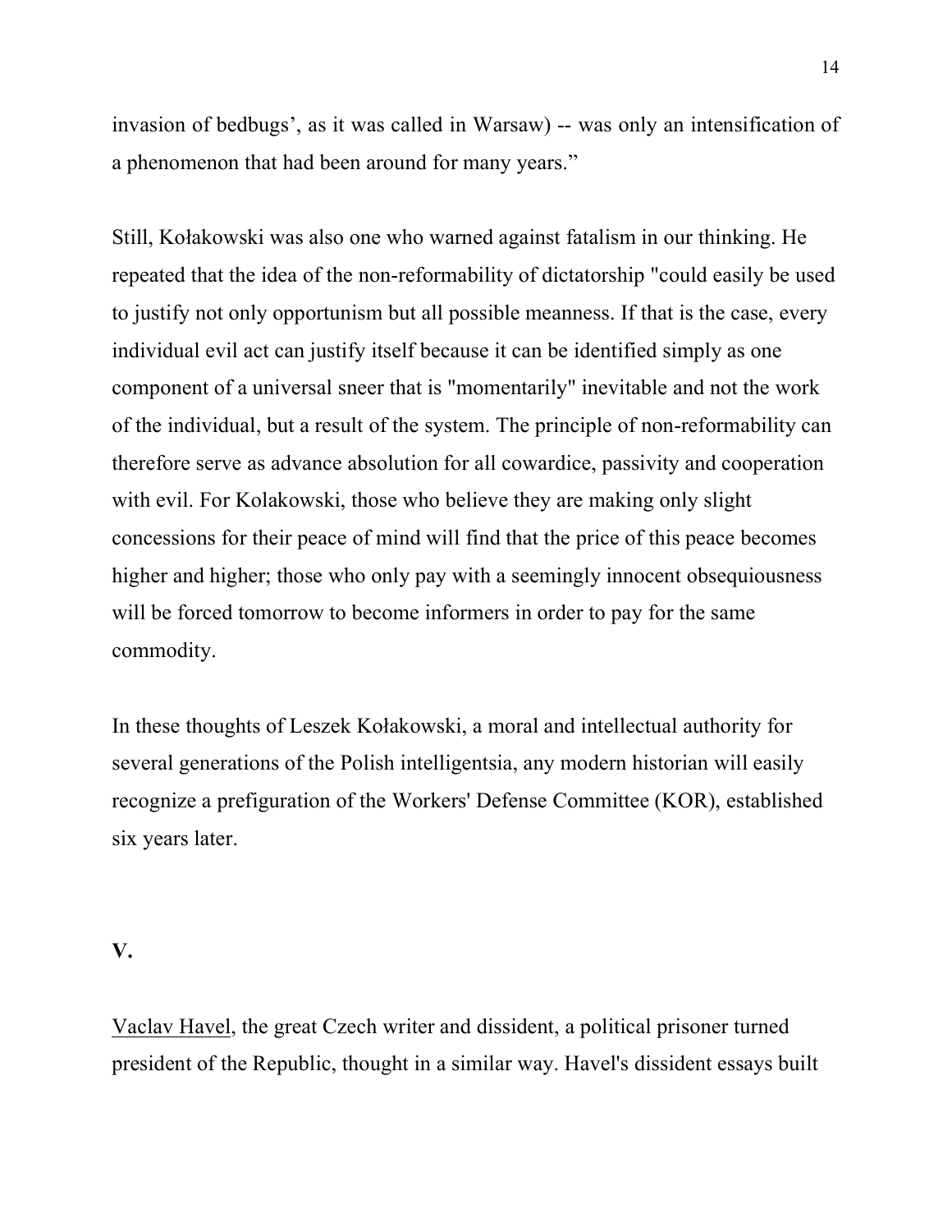invasion of bedbugs', as it was called in Warsaw) -- was only an intensification of a phenomenon that had been around for many years."

Still, Kołakowski was also one who warned against fatalism in our thinking. He repeated that the idea of the non-reformability of dictatorship "could easily be used to justify not only opportunism but all possible meanness. If that is the case, every individual evil act can justify itself because it can be identified simply as one component of a universal sneer that is "momentarily" inevitable and not the work of the individual, but a result of the system. The principle of non-reformability can therefore serve as advance absolution for all cowardice, passivity and cooperation with evil. For Kolakowski, those who believe they are making only slight concessions for their peace of mind will find that the price of this peace becomes higher and higher; those who only pay with a seemingly innocent obsequiousness will be forced tomorrow to become informers in order to pay for the same commodity.

In these thoughts of Leszek Kołakowski, a moral and intellectual authority for several generations of the Polish intelligentsia, any modern historian will easily recognize a prefiguration of the Workers' Defense Committee (KOR), established six years later.

## V.

Vaclav Havel, the great Czech writer and dissident, a political prisoner turned president of the Republic, thought in a similar way. Havel's dissident essays built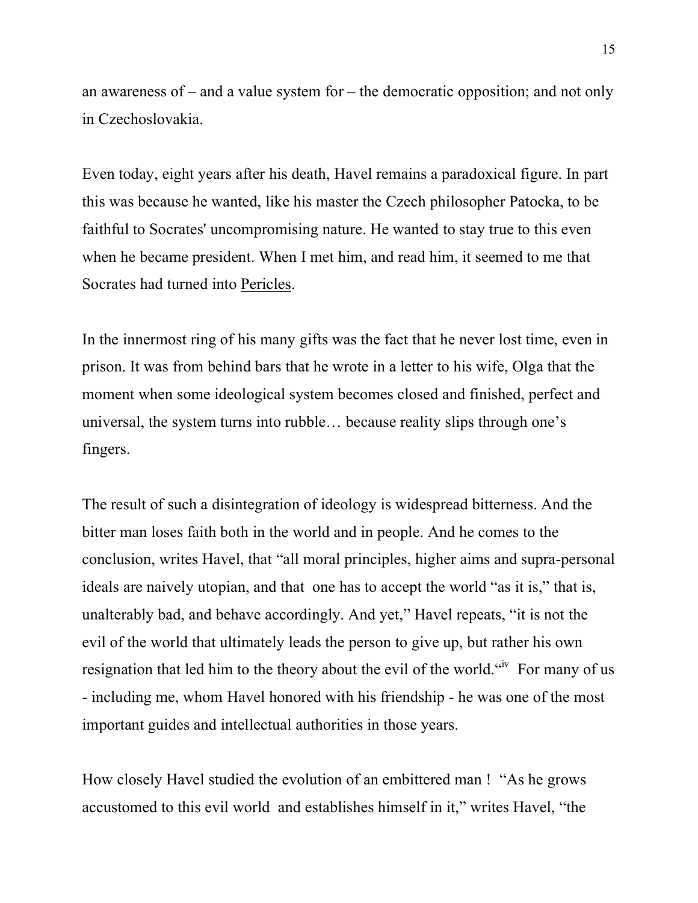an awareness of – and a value system for – the democratic opposition; and not only in Czechoslovakia.

Even today, eight years after his death, Havel remains a paradoxical figure. In part this was because he wanted, like his master the Czech philosopher Patocka, to be faithful to Socrates' uncompromising nature. He wanted to stay true to this even when he became president. When I met him, and read him, it seemed to me that Socrates had turned into Pericles.

In the innermost ring of his many gifts was the fact that he never lost time, even in prison. It was from behind bars that he wrote in a letter to his wife, Olga that the moment when some ideological system becomes closed and finished, perfect and universal, the system turns into rubble… because reality slips through one's fingers.

The result of such a disintegration of ideology is widespread bitterness. And the bitter man loses faith both in the world and in people. And he comes to the conclusion, writes Havel, that "all moral principles, higher aims and supra-personal ideals are naively utopian, and that one has to accept the world "as it is," that is, unalterably bad, and behave accordingly. And yet," Havel repeats, "it is not the evil of the world that ultimately leads the person to give up, but rather his own resignation that led him to the theory about the evil of the world."[iv] For many of us - including me, whom Havel honored with his friendship - he was one of the most important guides and intellectual authorities in those years.

How closely Havel studied the evolution of an embittered man ! "As he grows accustomed to this evil world and establishes himself in it," writes Havel, "the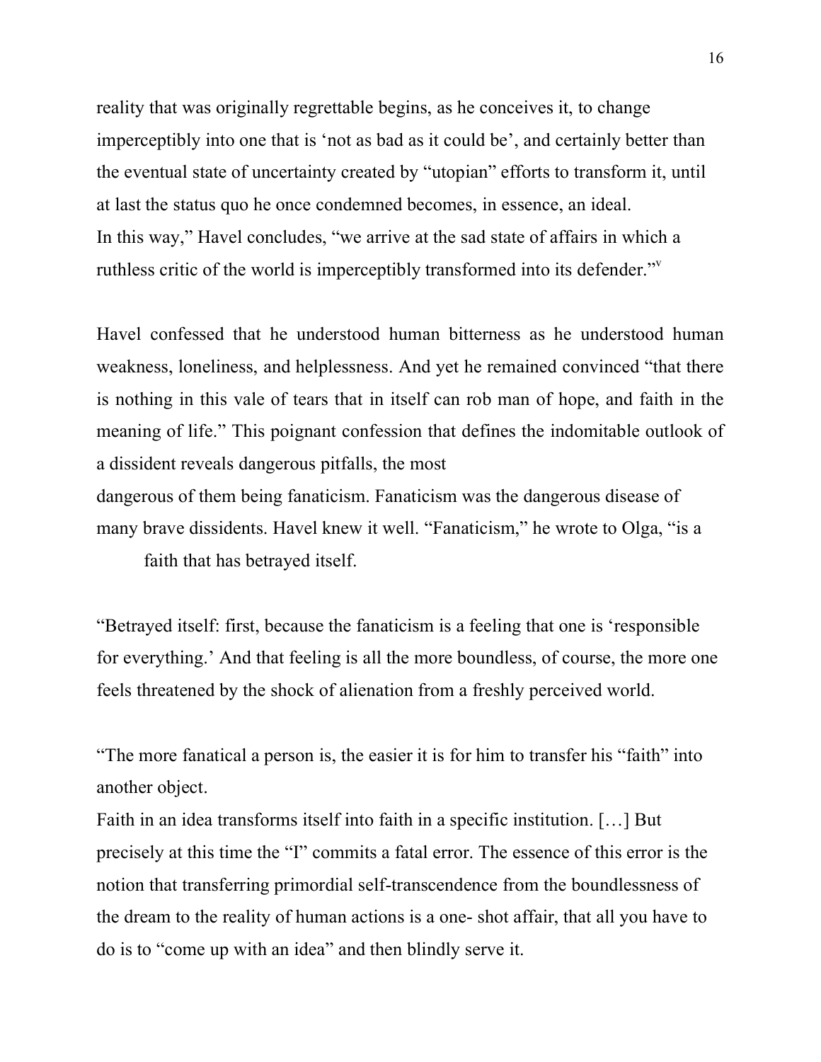reality that was originally regrettable begins, as he conceives it, to change imperceptibly into one that is 'not as bad as it could be', and certainly better than the eventual state of uncertainty created by "utopian" efforts to transform it, until at last the status quo he once condemned becomes, in essence, an ideal.
In this way," Havel concludes, "we arrive at the sad state of affairs in which a ruthless critic of the world is imperceptibly transformed into its defender."[v]

Havel confessed that he understood human bitterness as he understood human weakness, loneliness, and helplessness. And yet he remained convinced "that there is nothing in this vale of tears that in itself can rob man of hope, and faith in the meaning of life." This poignant confession that defines the indomitable outlook of a dissident reveals dangerous pitfalls, the most
dangerous of them being fanaticism. Fanaticism was the dangerous disease of many brave dissidents. Havel knew it well. "Fanaticism," he wrote to Olga, "is a faith that has betrayed itself.

"Betrayed itself: first, because the fanaticism is a feeling that one is 'responsible for everything.' And that feeling is all the more boundless, of course, the more one feels threatened by the shock of alienation from a freshly perceived world.

"The more fanatical a person is, the easier it is for him to transfer his "faith" into another object.
Faith in an idea transforms itself into faith in a specific institution. […] But precisely at this time the "I" commits a fatal error. The essence of this error is the notion that transferring primordial self-transcendence from the boundlessness of the dream to the reality of human actions is a one- shot affair, that all you have to do is to "come up with an idea" and then blindly serve it.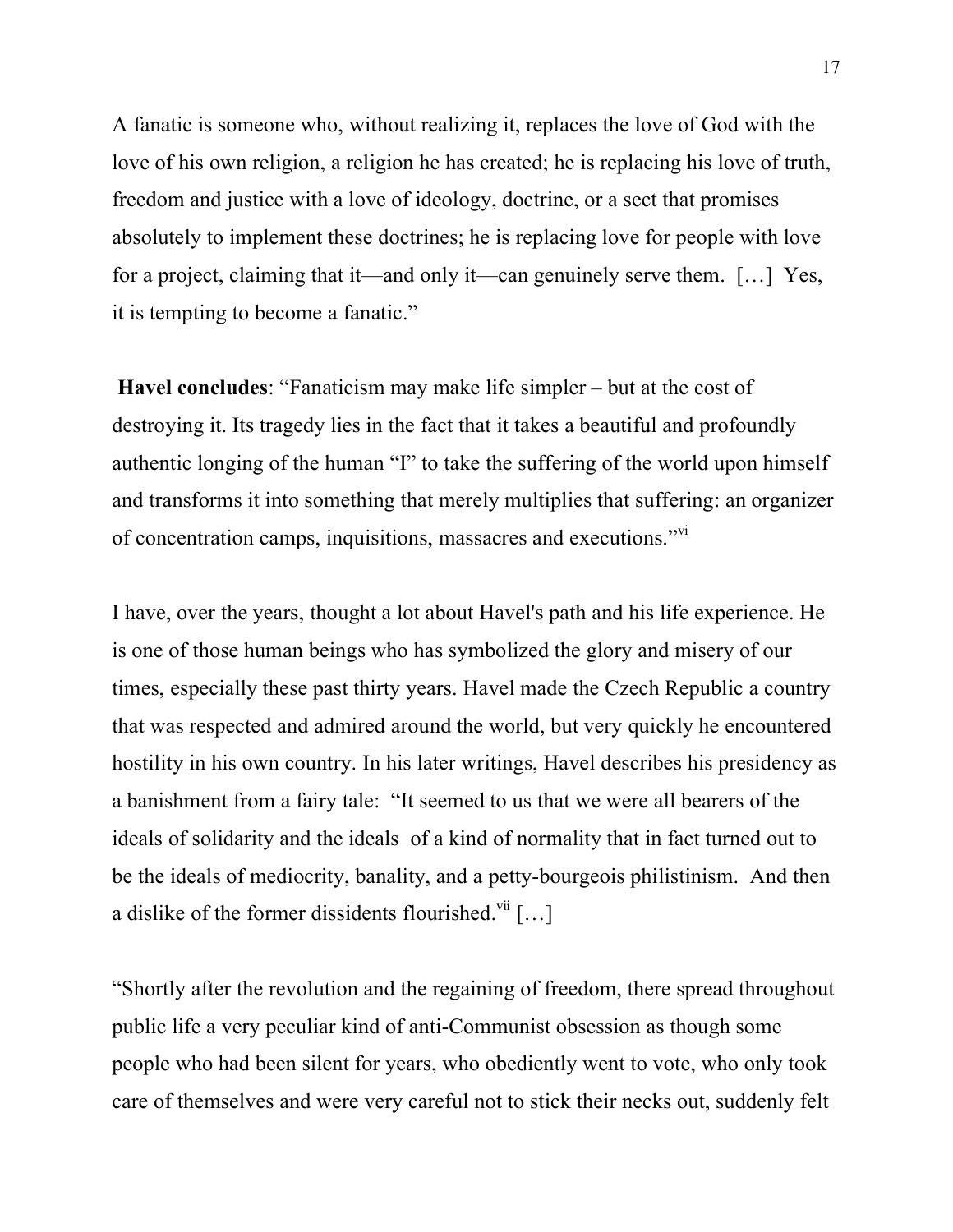A fanatic is someone who, without realizing it, replaces the love of God with the love of his own religion, a religion he has created; he is replacing his love of truth, freedom and justice with a love of ideology, doctrine, or a sect that promises absolutely to implement these doctrines; he is replacing love for people with love for a project, claiming that it—and only it—can genuinely serve them. […] Yes, it is tempting to become a fanatic."

**Havel concludes**: "Fanaticism may make life simpler – but at the cost of destroying it. Its tragedy lies in the fact that it takes a beautiful and profoundly authentic longing of the human "I" to take the suffering of the world upon himself and transforms it into something that merely multiplies that suffering: an organizer of concentration camps, inquisitions, massacres and executions."[vi]

I have, over the years, thought a lot about Havel's path and his life experience. He is one of those human beings who has symbolized the glory and misery of our times, especially these past thirty years. Havel made the Czech Republic a country that was respected and admired around the world, but very quickly he encountered hostility in his own country. In his later writings, Havel describes his presidency as a banishment from a fairy tale: "It seemed to us that we were all bearers of the ideals of solidarity and the ideals of a kind of normality that in fact turned out to be the ideals of mediocrity, banality, and a petty-bourgeois philistinism. And then a dislike of the former dissidents flourished.[vii] […]

"Shortly after the revolution and the regaining of freedom, there spread throughout public life a very peculiar kind of anti-Communist obsession as though some people who had been silent for years, who obediently went to vote, who only took care of themselves and were very careful not to stick their necks out, suddenly felt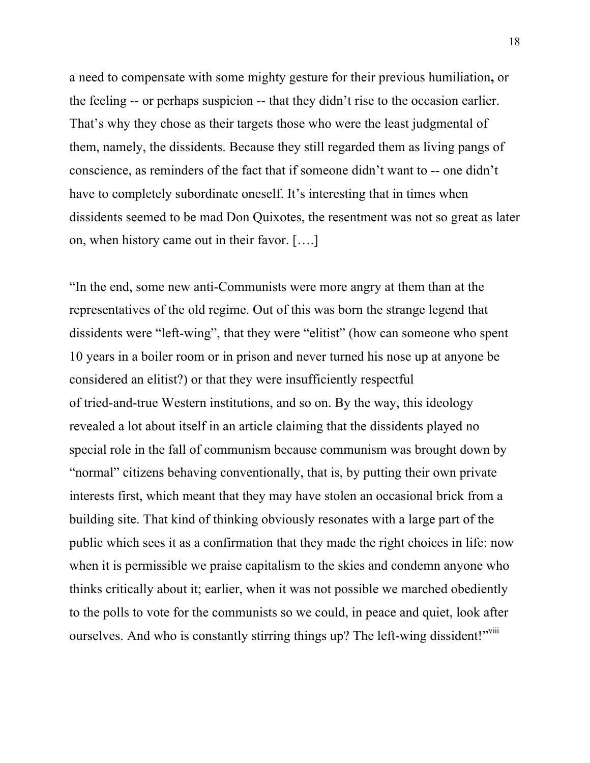a need to compensate with some mighty gesture for their previous humiliation**,** or the feeling -- or perhaps suspicion -- that they didn't rise to the occasion earlier. That's why they chose as their targets those who were the least judgmental of them, namely, the dissidents. Because they still regarded them as living pangs of conscience, as reminders of the fact that if someone didn't want to -- one didn't have to completely subordinate oneself. It's interesting that in times when dissidents seemed to be mad Don Quixotes, the resentment was not so great as later on, when history came out in their favor. [….]

"In the end, some new anti-Communists were more angry at them than at the representatives of the old regime. Out of this was born the strange legend that dissidents were "left-wing", that they were "elitist" (how can someone who spent 10 years in a boiler room or in prison and never turned his nose up at anyone be considered an elitist?) or that they were insufficiently respectful of tried-and-true Western institutions, and so on. By the way, this ideology revealed a lot about itself in an article claiming that the dissidents played no special role in the fall of communism because communism was brought down by "normal" citizens behaving conventionally, that is, by putting their own private interests first, which meant that they may have stolen an occasional brick from a building site. That kind of thinking obviously resonates with a large part of the public which sees it as a confirmation that they made the right choices in life: now when it is permissible we praise capitalism to the skies and condemn anyone who thinks critically about it; earlier, when it was not possible we marched obediently to the polls to vote for the communists so we could, in peace and quiet, look after ourselves. And who is constantly stirring things up? The left-wing dissident!"[viii]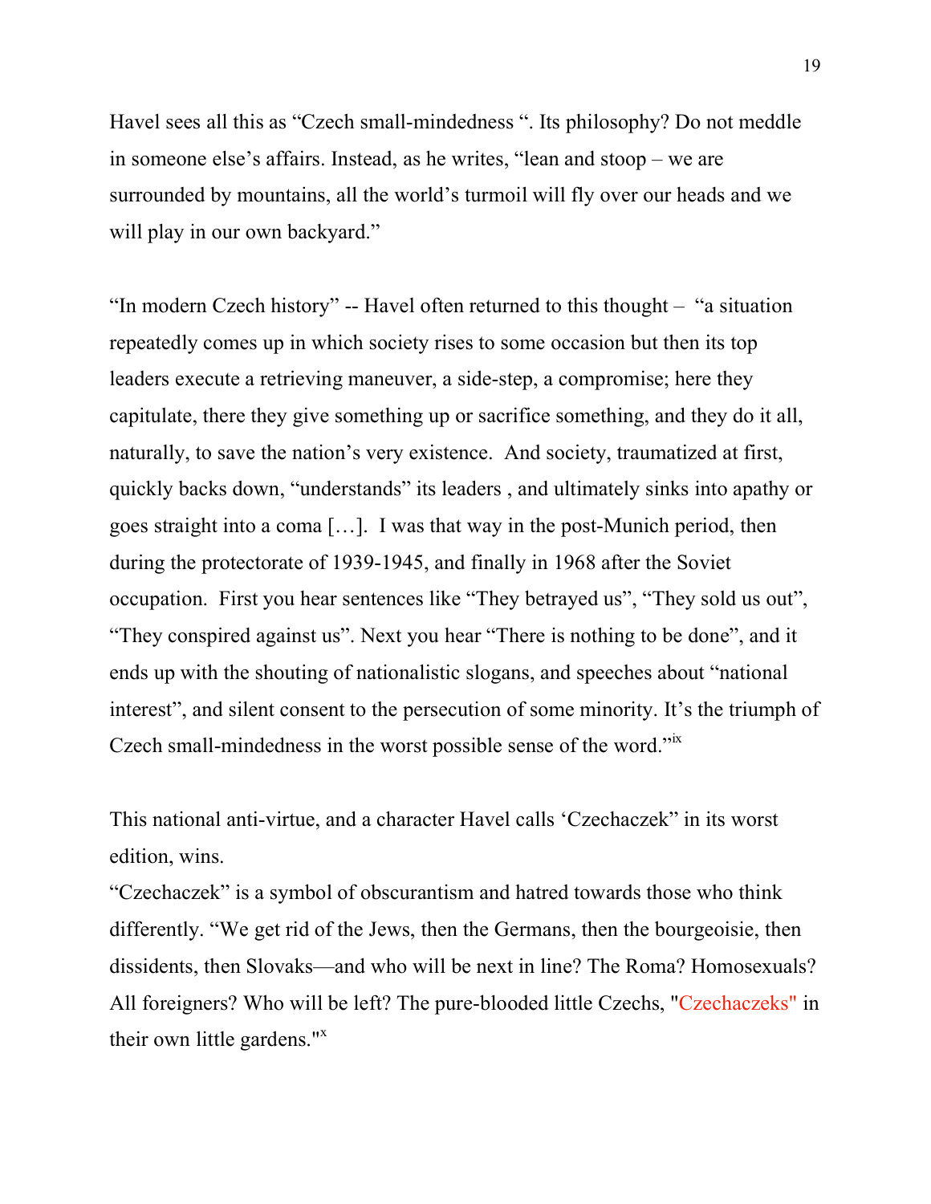Havel sees all this as “Czech small-mindedness “. Its philosophy? Do not meddle in someone else’s affairs. Instead, as he writes, “lean and stoop – we are surrounded by mountains, all the world’s turmoil will fly over our heads and we will play in our own backyard.”

“In modern Czech history” -- Havel often returned to this thought – “a situation repeatedly comes up in which society rises to some occasion but then its top leaders execute a retrieving maneuver, a side-step, a compromise; here they capitulate, there they give something up or sacrifice something, and they do it all, naturally, to save the nation’s very existence. And society, traumatized at first, quickly backs down, “understands” its leaders , and ultimately sinks into apathy or goes straight into a coma […]. I was that way in the post-Munich period, then during the protectorate of 1939-1945, and finally in 1968 after the Soviet occupation. First you hear sentences like “They betrayed us”, “They sold us out”, “They conspired against us”. Next you hear “There is nothing to be done”, and it ends up with the shouting of nationalistic slogans, and speeches about “national interest”, and silent consent to the persecution of some minority. It’s the triumph of Czech small-mindedness in the worst possible sense of the word.”[ix]

This national anti-virtue, and a character Havel calls ‘Czechaczek” in its worst edition, wins.

“Czechaczek” is a symbol of obscurantism and hatred towards those who think differently. “We get rid of the Jews, then the Germans, then the bourgeoisie, then dissidents, then Slovaks—and who will be next in line? The Roma? Homosexuals? All foreigners? Who will be left? The pure-blooded little Czechs, "Czechaczeks" in their own little gardens."[x]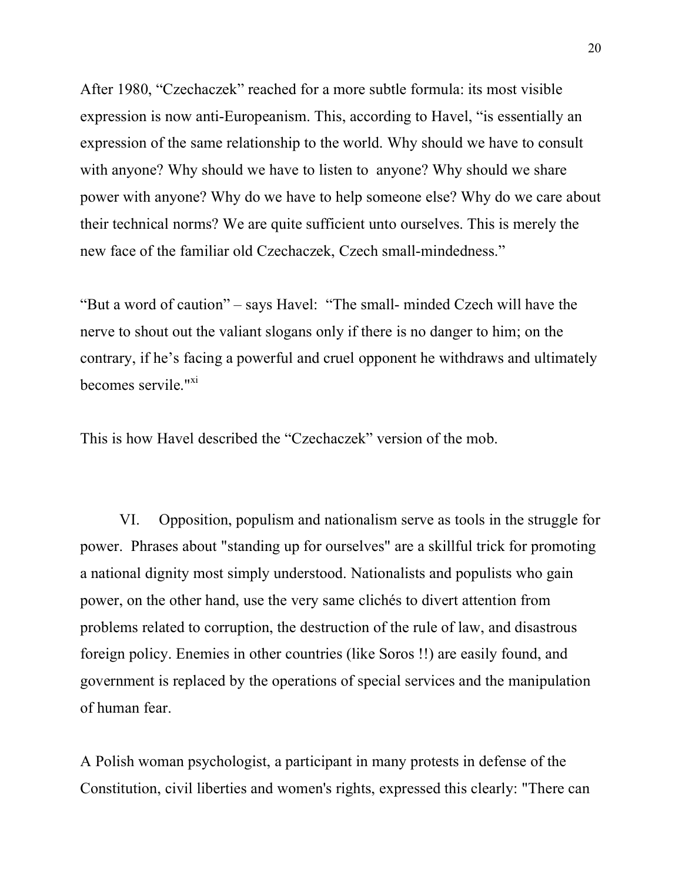After 1980, "Czechaczek" reached for a more subtle formula: its most visible expression is now anti-Europeanism. This, according to Havel, "is essentially an expression of the same relationship to the world. Why should we have to consult with anyone? Why should we have to listen to anyone? Why should we share power with anyone? Why do we have to help someone else? Why do we care about their technical norms? We are quite sufficient unto ourselves. This is merely the new face of the familiar old Czechaczek, Czech small-mindedness."

"But a word of caution" – says Havel: "The small- minded Czech will have the nerve to shout out the valiant slogans only if there is no danger to him; on the contrary, if he's facing a powerful and cruel opponent he withdraws and ultimately becomes servile."[xi]

This is how Havel described the "Czechaczek" version of the mob.

VI. Opposition, populism and nationalism serve as tools in the struggle for power. Phrases about "standing up for ourselves" are a skillful trick for promoting a national dignity most simply understood. Nationalists and populists who gain power, on the other hand, use the very same clichés to divert attention from problems related to corruption, the destruction of the rule of law, and disastrous foreign policy. Enemies in other countries (like Soros !!) are easily found, and government is replaced by the operations of special services and the manipulation of human fear.

A Polish woman psychologist, a participant in many protests in defense of the Constitution, civil liberties and women's rights, expressed this clearly: "There can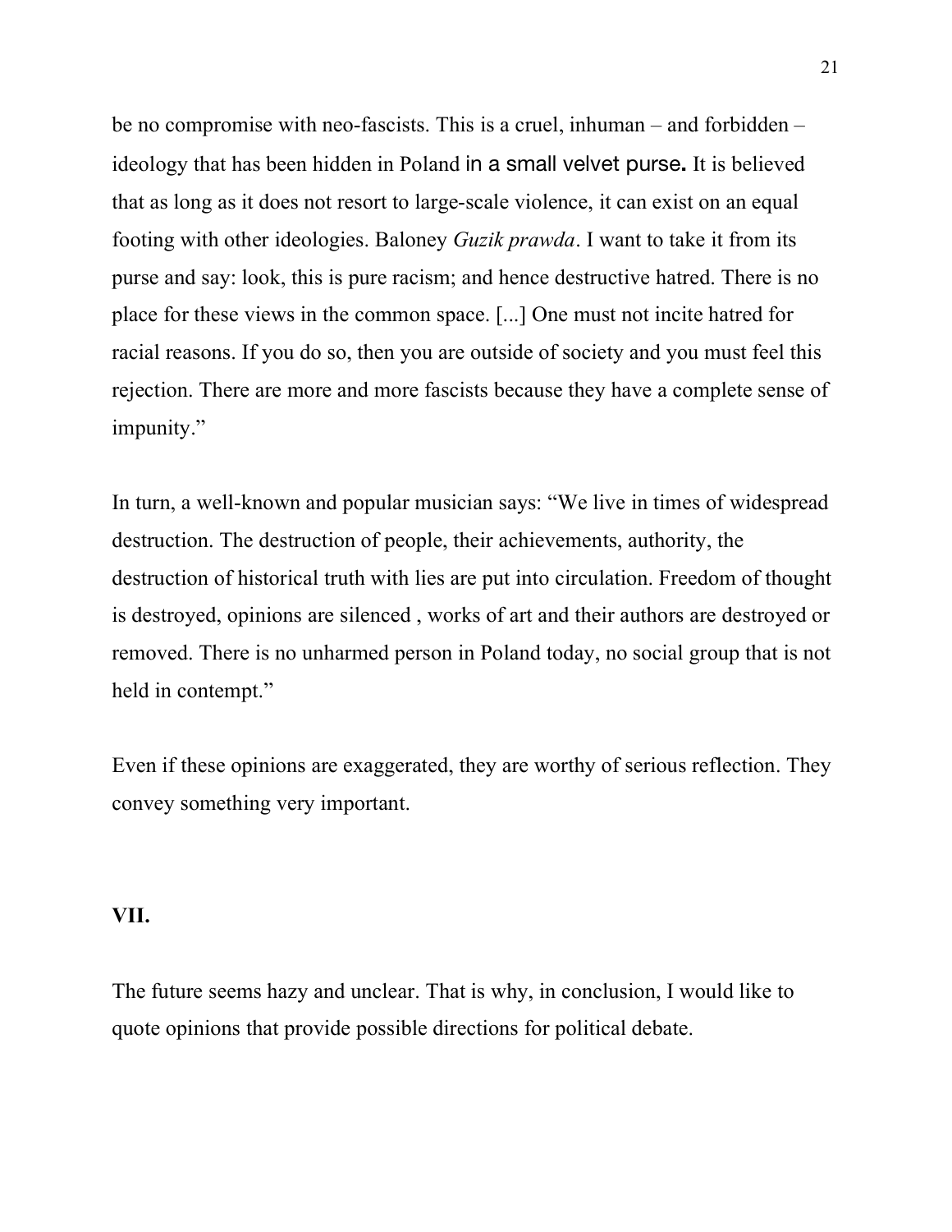be no compromise with neo-fascists. This is a cruel, inhuman – and forbidden – ideology that has been hidden in Poland in a small velvet purse**.** It is believed that as long as it does not resort to large-scale violence, it can exist on an equal footing with other ideologies. Baloney *Guzik prawda*. I want to take it from its purse and say: look, this is pure racism; and hence destructive hatred. There is no place for these views in the common space. [...] One must not incite hatred for racial reasons. If you do so, then you are outside of society and you must feel this rejection. There are more and more fascists because they have a complete sense of impunity."

In turn, a well-known and popular musician says: "We live in times of widespread destruction. The destruction of people, their achievements, authority, the destruction of historical truth with lies are put into circulation. Freedom of thought is destroyed, opinions are silenced , works of art and their authors are destroyed or removed. There is no unharmed person in Poland today, no social group that is not held in contempt."

Even if these opinions are exaggerated, they are worthy of serious reflection. They convey something very important.

**VII.**

The future seems hazy and unclear. That is why, in conclusion, I would like to quote opinions that provide possible directions for political debate.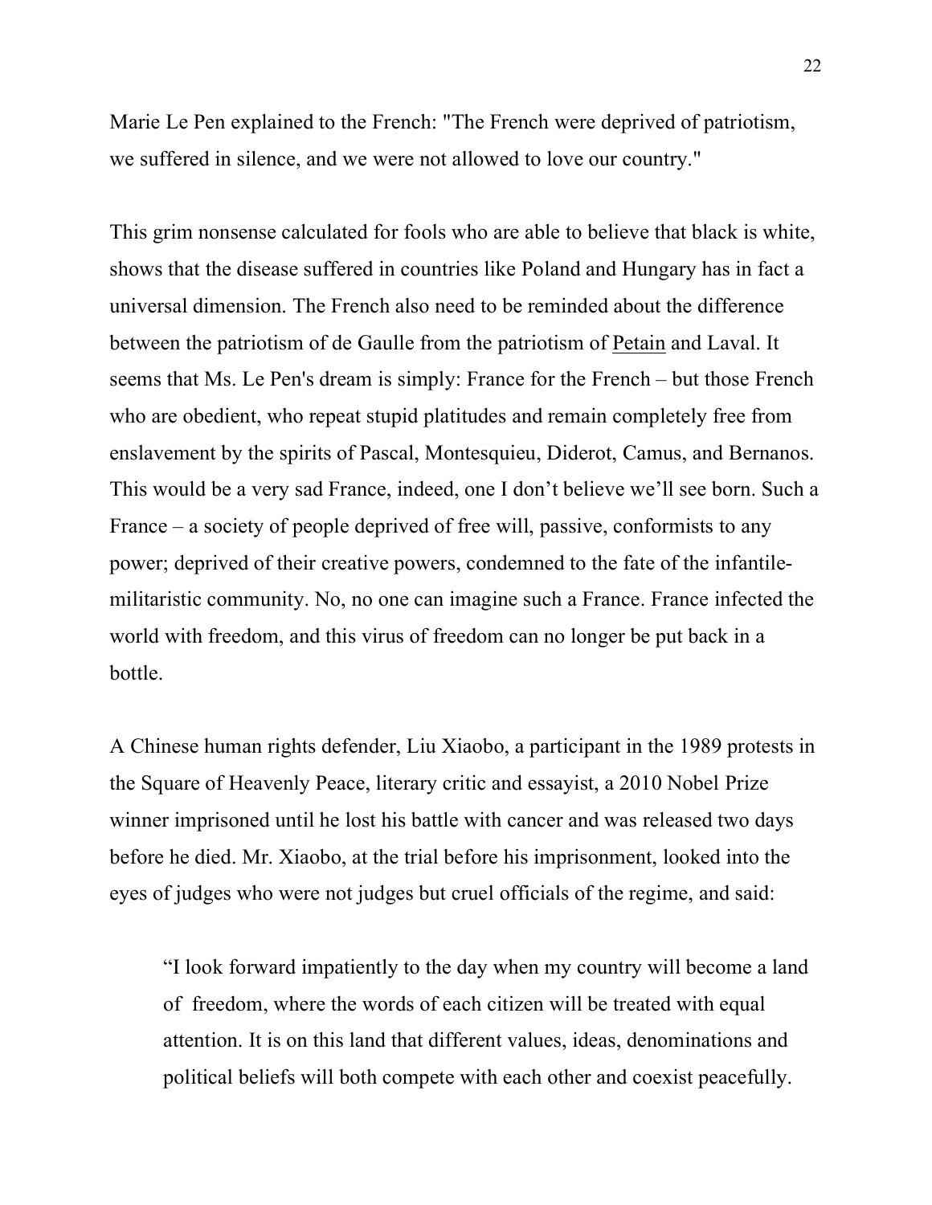Marie Le Pen explained to the French: "The French were deprived of patriotism, we suffered in silence, and we were not allowed to love our country."

This grim nonsense calculated for fools who are able to believe that black is white, shows that the disease suffered in countries like Poland and Hungary has in fact a universal dimension. The French also need to be reminded about the difference between the patriotism of de Gaulle from the patriotism of Petain and Laval. It seems that Ms. Le Pen's dream is simply: France for the French – but those French who are obedient, who repeat stupid platitudes and remain completely free from enslavement by the spirits of Pascal, Montesquieu, Diderot, Camus, and Bernanos. This would be a very sad France, indeed, one I don't believe we'll see born. Such a France – a society of people deprived of free will, passive, conformists to any power; deprived of their creative powers, condemned to the fate of the infantile-militaristic community. No, no one can imagine such a France. France infected the world with freedom, and this virus of freedom can no longer be put back in a bottle.

A Chinese human rights defender, Liu Xiaobo, a participant in the 1989 protests in the Square of Heavenly Peace, literary critic and essayist, a 2010 Nobel Prize winner imprisoned until he lost his battle with cancer and was released two days before he died. Mr. Xiaobo, at the trial before his imprisonment, looked into the eyes of judges who were not judges but cruel officials of the regime, and said:

> "I look forward impatiently to the day when my country will become a land of freedom, where the words of each citizen will be treated with equal attention. It is on this land that different values, ideas, denominations and political beliefs will both compete with each other and coexist peacefully.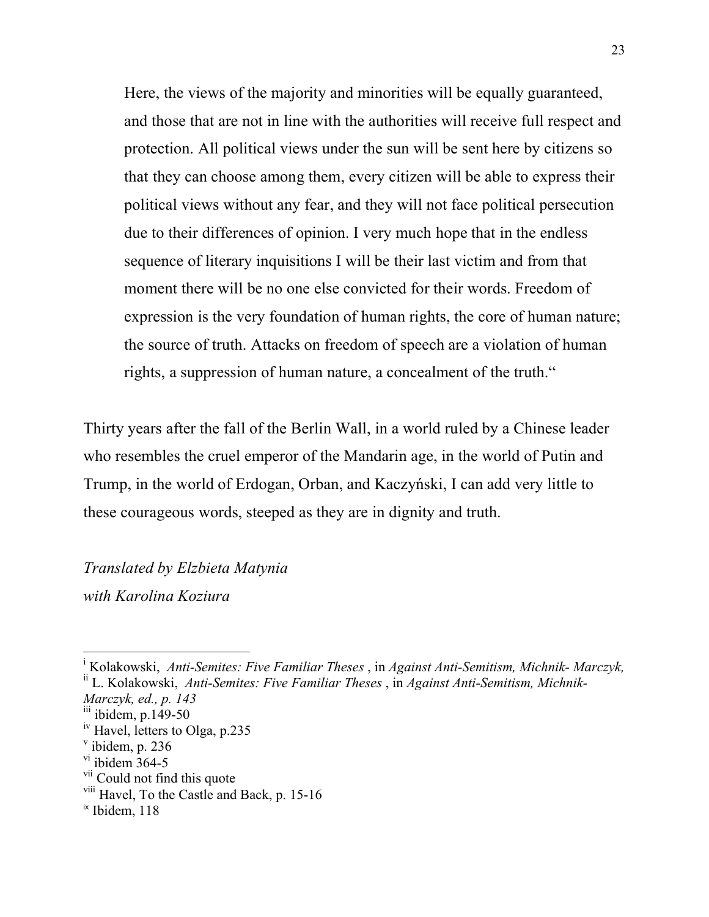> Here, the views of the majority and minorities will be equally guaranteed, and those that are not in line with the authorities will receive full respect and protection. All political views under the sun will be sent here by citizens so that they can choose among them, every citizen will be able to express their political views without any fear, and they will not face political persecution due to their differences of opinion. I very much hope that in the endless sequence of literary inquisitions I will be their last victim and from that moment there will be no one else convicted for their words. Freedom of expression is the very foundation of human rights, the core of human nature; the source of truth. Attacks on freedom of speech are a violation of human rights, a suppression of human nature, a concealment of the truth."

Thirty years after the fall of the Berlin Wall, in a world ruled by a Chinese leader who resembles the cruel emperor of the Mandarin age, in the world of Putin and Trump, in the world of Erdogan, Orban, and Kaczyński, I can add very little to these courageous words, steeped as they are in dignity and truth.

*Translated by Elzbieta Matynia*
*with Karolina Koziura*

---

[i] Kolakowski, *Anti-Semites: Five Familiar Theses* , in *Against Anti-Semitism, Michnik- Marczyk,*
[ii] L. Kolakowski, *Anti-Semites: Five Familiar Theses* , in *Against Anti-Semitism, Michnik-Marczyk, ed., p. 143*
[iii] ibidem, p.149-50
[iv] Havel, letters to Olga, p.235
[v] ibidem, p. 236
[vi] ibidem 364-5
[vii] Could not find this quote
[viii] Havel, To the Castle and Back, p. 15-16
[ix] Ibidem, 118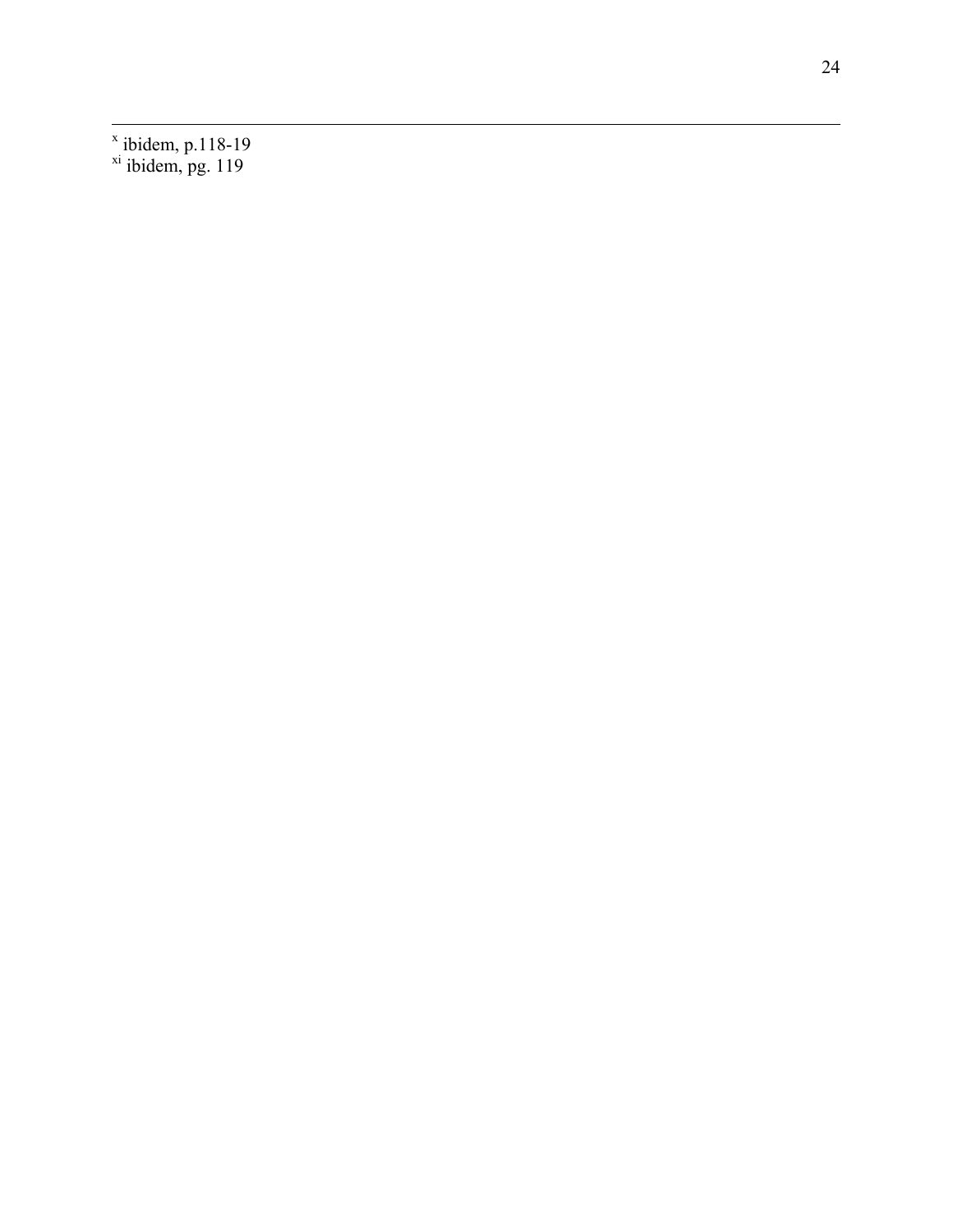---

[x] ibidem, p.118-19
[xi] ibidem, pg. 119